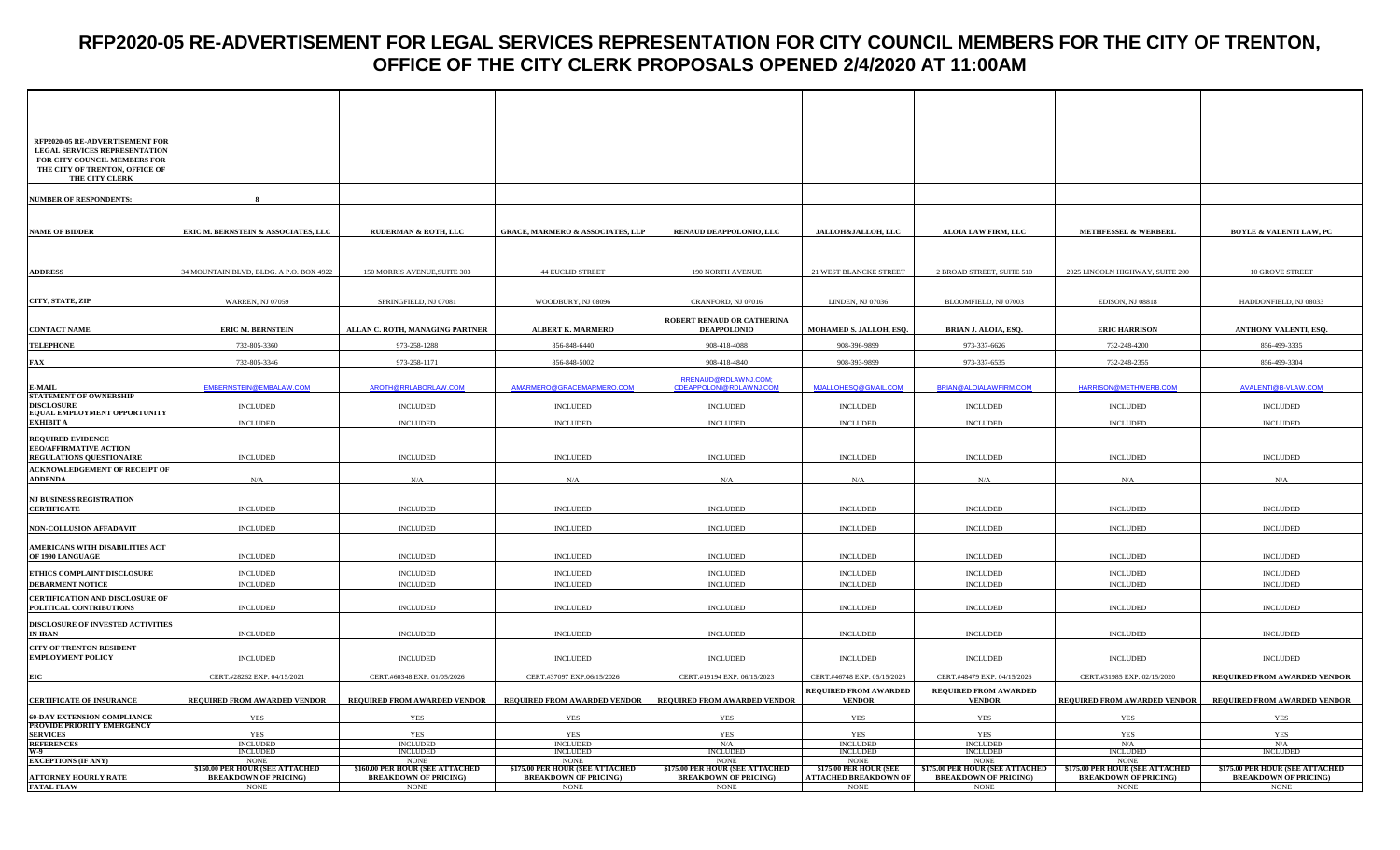# RFP2020-05 RE-ADVERTISEMENT FOR LEGAL SERVICES REPRESENTATION FOR CITY COUNCIL MEMBERS FOR THE CITY OF TRENTON, OFFICE OF THE CITY CLERK PROPOSALS OPENED 2/4/2020 AT 11:00AM

| RFP2020-05 RE-ADVERTISEMENT FOR LEGAL SERVICES REPRESENTATION FOR CITY COUNCIL MEMBERS FOR THE CITY OF TRENTON, OFFICE OF THE CITY CLERK | | | | | | | | |
|---|---|---|---|---|---|---|---|---|
| **NUMBER OF RESPONDENTS:** | 8 | | | | | | | |
| **NAME OF BIDDER** | ERIC M. BERNSTEIN & ASSOCIATES, LLC | RUDERMAN & ROTH, LLC | GRACE, MARMERO & ASSOCIATES, LLP | RENAUD DEAPPOLONIO, LLC | JALLOH&JALLOH, LLC | ALOIA LAW FIRM, LLC | METHFESSEL & WERBERL | BOYLE & VALENTI LAW, PC |
| **ADDRESS** | 34 MOUNTAIN BLVD, BLDG. A P.O. BOX 4922 | 150 MORRIS AVENUE,SUITE 303 | 44 EUCLID STREET | 190 NORTH AVENUE | 21 WEST BLANCKE STREET | 2 BROAD STREET, SUITE 510 | 2025 LINCOLN HIGHWAY, SUITE 200 | 10 GROVE STREET |
| **CITY, STATE, ZIP** | WARREN, NJ 07059 | SPRINGFIELD, NJ 07081 | WOODBURY, NJ 08096 | CRANFORD, NJ 07016 | LINDEN, NJ 07036 | BLOOMFIELD, NJ 07003 | EDISON, NJ 08818 | HADDONFIELD, NJ 08033 |
| **CONTACT NAME** | ERIC M. BERNSTEIN | ALLAN C. ROTH, MANAGING PARTNER | ALBERT K. MARMERO | ROBERT RENAUD OR CATHERINA DEAPPOLONIO | MOHAMED S. JALLOH, ESQ. | BRIAN J. ALOIA, ESQ. | ERIC HARRISON | ANTHONY VALENTI, ESQ. |
| **TELEPHONE** | 732-805-3360 | 973-258-1288 | 856-848-6440 | 908-418-4088 | 908-396-9899 | 973-337-6626 | 732-248-4200 | 856-499-3335 |
| **FAX** | 732-805-3346 | 973-258-1171 | 856-848-5002 | 908-418-4840 | 908-393-9899 | 973-337-6535 | 732-248-2355 | 856-499-3304 |
| **E-MAIL** | EMBERNSTEIN@EMBALAW.COM | AROTH@RRLABORLAW.COM | AMARMERO@GRACEMARMERO.COM | RRENAUD@RDLAWNJ.COM; CDEAPPOLONI@RDLAWNJ.COM | MJALLOHESQ@GMAIL.COM | BRIAN@ALOIALAWFIRM.COM | HARRISON@METHWERB.COM | AVALENTI@B-VLAW.COM |
| **STATEMENT OF OWNERSHIP DISCLOSURE** | INCLUDED | INCLUDED | INCLUDED | INCLUDED | INCLUDED | INCLUDED | INCLUDED | INCLUDED |
| **EQUAL EMPLOYMENT OPPORTUNITY EXHIBIT A** | INCLUDED | INCLUDED | INCLUDED | INCLUDED | INCLUDED | INCLUDED | INCLUDED | INCLUDED |
| **REQUIRED EVIDENCE EEO/AFFIRMATIVE ACTION REGULATIONS QUESTIONAIRE** | INCLUDED | INCLUDED | INCLUDED | INCLUDED | INCLUDED | INCLUDED | INCLUDED | INCLUDED |
| **ACKNOWLEDGEMENT OF RECEIPT OF ADDENDA** | N/A | N/A | N/A | N/A | N/A | N/A | N/A | N/A |
| **NJ BUSINESS REGISTRATION CERTIFICATE** | INCLUDED | INCLUDED | INCLUDED | INCLUDED | INCLUDED | INCLUDED | INCLUDED | INCLUDED |
| **NON-COLLUSION AFFADAVIT** | INCLUDED | INCLUDED | INCLUDED | INCLUDED | INCLUDED | INCLUDED | INCLUDED | INCLUDED |
| **AMERICANS WITH DISABILITIES ACT OF 1990 LANGUAGE** | INCLUDED | INCLUDED | INCLUDED | INCLUDED | INCLUDED | INCLUDED | INCLUDED | INCLUDED |
| **ETHICS COMPLAINT DISCLOSURE** | INCLUDED | INCLUDED | INCLUDED | INCLUDED | INCLUDED | INCLUDED | INCLUDED | INCLUDED |
| **DEBARMENT NOTICE** | INCLUDED | INCLUDED | INCLUDED | INCLUDED | INCLUDED | INCLUDED | INCLUDED | INCLUDED |
| **CERTIFICATION AND DISCLOSURE OF POLITICAL CONTRIBUTIONS** | INCLUDED | INCLUDED | INCLUDED | INCLUDED | INCLUDED | INCLUDED | INCLUDED | INCLUDED |
| **DISCLOSURE OF INVESTED ACTIVITIES IN IRAN** | INCLUDED | INCLUDED | INCLUDED | INCLUDED | INCLUDED | INCLUDED | INCLUDED | INCLUDED |
| **CITY OF TRENTON RESIDENT EMPLOYMENT POLICY** | INCLUDED | INCLUDED | INCLUDED | INCLUDED | INCLUDED | INCLUDED | INCLUDED | INCLUDED |
| **EIC** | CERT.#28262 EXP. 04/15/2021 | CERT.#60348 EXP. 01/05/2026 | CERT.#37097 EXP.06/15/2026 | CERT.#19194 EXP. 06/15/2023 | CERT.#46748 EXP. 05/15/2025 | CERT.#48479 EXP. 04/15/2026 | CERT.#31985 EXP. 02/15/2020 | REQUIRED FROM AWARDED VENDOR |
| **CERTIFICATE OF INSURANCE** | REQUIRED FROM AWARDED VENDOR | REQUIRED FROM AWARDED VENDOR | REQUIRED FROM AWARDED VENDOR | REQUIRED FROM AWARDED VENDOR | REQUIRED FROM AWARDED VENDOR | REQUIRED FROM AWARDED VENDOR | REQUIRED FROM AWARDED VENDOR | REQUIRED FROM AWARDED VENDOR |
| **60-DAY EXTENSION COMPLIANCE** | YES | YES | YES | YES | YES | YES | YES | YES |
| **PROVIDE PRIORITY EMERGENCY SERVICES** | YES | YES | YES | YES | YES | YES | YES | YES |
| **REFERENCES** | INCLUDED | INCLUDED | INCLUDED | N/A | INCLUDED | INCLUDED | N/A | N/A |
| **W-9** | INCLUDED | INCLUDED | INCLUDED | INCLUDED | INCLUDED | INCLUDED | INCLUDED | INCLUDED |
| **EXCEPTIONS (IF ANY)** | NONE | NONE | NONE | NONE | NONE | NONE | NONE | NONE |
| **ATTORNEY HOURLY RATE** | $150.00 PER HOUR (SEE ATTACHED BREAKDOWN OF PRICING) | $160.00 PER HOUR (SEE ATTACHED BREAKDOWN OF PRICING) | $175.00 PER HOUR (SEE ATTACHED BREAKDOWN OF PRICING) | $175.00 PER HOUR (SEE ATTACHED BREAKDOWN OF PRICING) | $175.00 PER HOUR (SEE ATTACHED BREAKDOWN OF | $175.00 PER HOUR (SEE ATTACHED BREAKDOWN OF PRICING) | $175.00 PER HOUR (SEE ATTACHED BREAKDOWN OF PRICING) | $175.00 PER HOUR (SEE ATTACHED BREAKDOWN OF PRICING) |
| **FATAL FLAW** | NONE | NONE | NONE | NONE | NONE | NONE | NONE | NONE |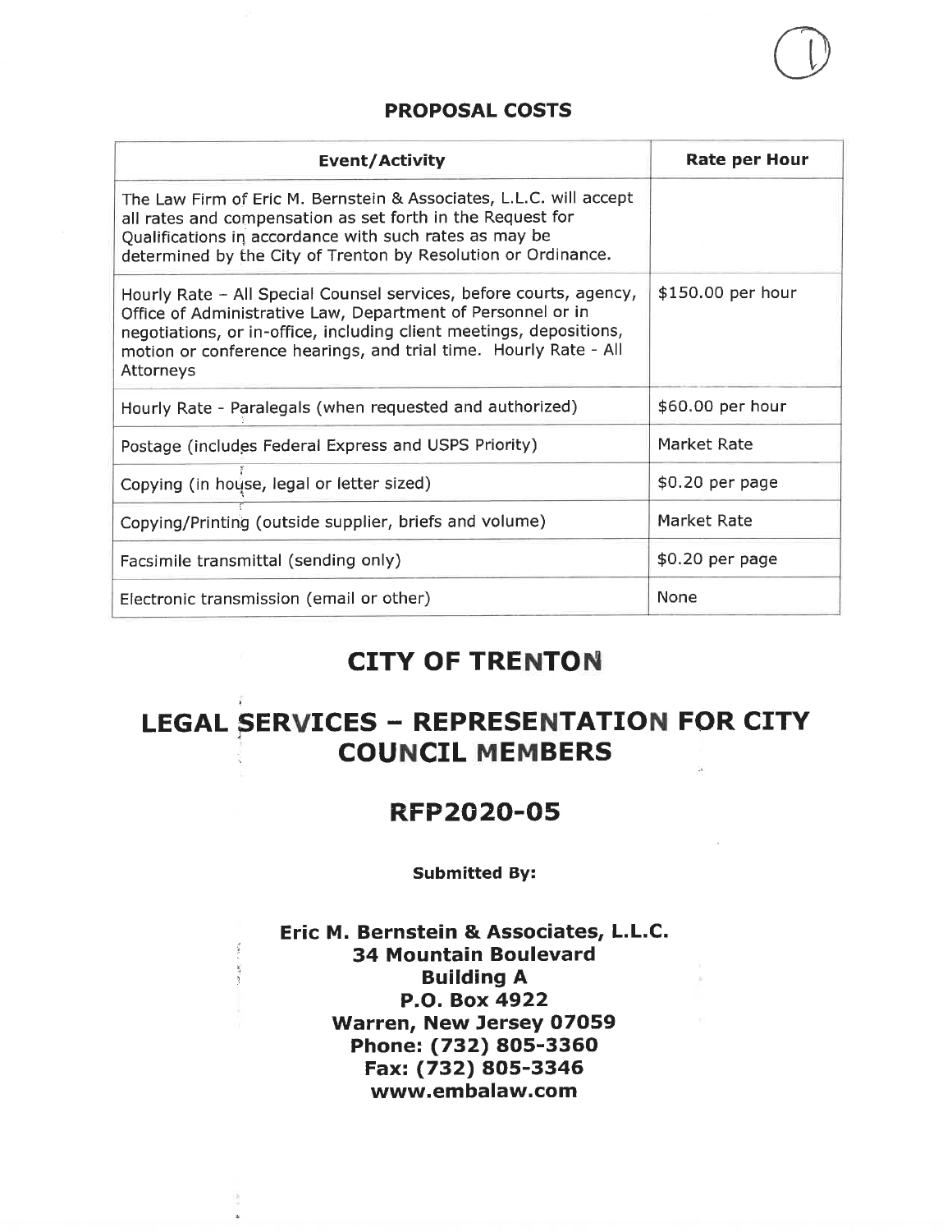## PROPOSAL COSTS

| Event/Activity | Rate per Hour |
|---|---|
| The Law Firm of Eric M. Bernstein & Associates, L.L.C. will accept all rates and compensation as set forth in the Request for Qualifications in accordance with such rates as may be determined by the City of Trenton by Resolution or Ordinance. | |
| Hourly Rate – All Special Counsel services, before courts, agency, Office of Administrative Law, Department of Personnel or in negotiations, or in-office, including client meetings, depositions, motion or conference hearings, and trial time. Hourly Rate - All Attorneys | $150.00 per hour |
| Hourly Rate - Paralegals (when requested and authorized) | $60.00 per hour |
| Postage (includes Federal Express and USPS Priority) | Market Rate |
| Copying (in house, legal or letter sized) | $0.20 per page |
| Copying/Printing (outside supplier, briefs and volume) | Market Rate |
| Facsimile transmittal (sending only) | $0.20 per page |
| Electronic transmission (email or other) | None |

# CITY OF TRENTON

# LEGAL SERVICES – REPRESENTATION FOR CITY COUNCIL MEMBERS

## RFP2020-05

**Submitted By:**

**Eric M. Bernstein & Associates, L.L.C.**
**34 Mountain Boulevard**
**Building A**
**P.O. Box 4922**
**Warren, New Jersey 07059**
**Phone: (732) 805-3360**
**Fax: (732) 805-3346**
**www.embalaw.com**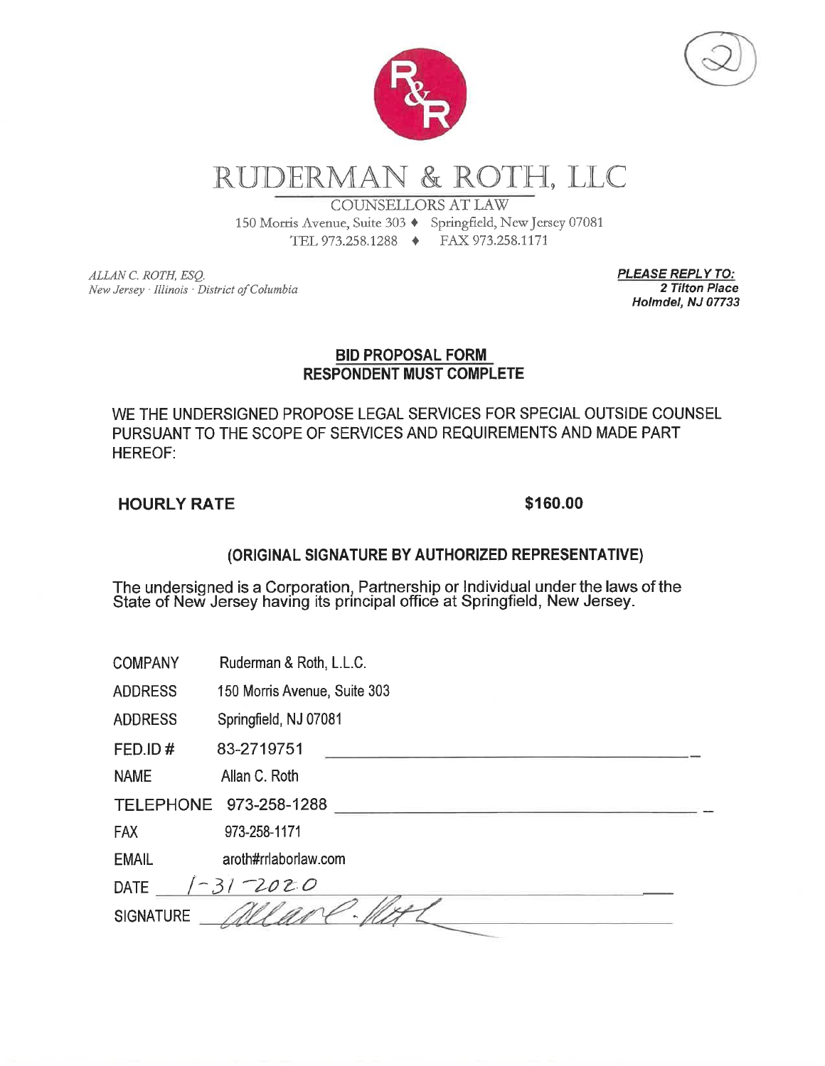# RUDERMAN & ROTH, LLC

COUNSELLORS AT LAW

150 Morris Avenue, Suite 303 ♦ Springfield, New Jersey 07081

TEL 973.258.1288 ♦ FAX 973.258.1171

*ALLAN C. ROTH, ESQ.*
*New Jersey · Illinois · District of Columbia*

***PLEASE REPLY TO:***
***2 Tilton Place***
***Holmdel, NJ 07733***

## BID PROPOSAL FORM
## RESPONDENT MUST COMPLETE

WE THE UNDERSIGNED PROPOSE LEGAL SERVICES FOR SPECIAL OUTSIDE COUNSEL PURSUANT TO THE SCOPE OF SERVICES AND REQUIREMENTS AND MADE PART HEREOF:

**HOURLY RATE** **$160.00**

**(ORIGINAL SIGNATURE BY AUTHORIZED REPRESENTATIVE)**

The undersigned is a Corporation, Partnership or Individual under the laws of the State of New Jersey having its principal office at Springfield, New Jersey.

COMPANY Ruderman & Roth, L.L.C.

ADDRESS 150 Morris Avenue, Suite 303

ADDRESS Springfield, NJ 07081

FED.ID # 83-2719751

NAME Allan C. Roth

TELEPHONE 973-258-1288

FAX 973-258-1171

EMAIL aroth#rrlaborlaw.com

DATE 1-31-2020

SIGNATURE Allan C. Roth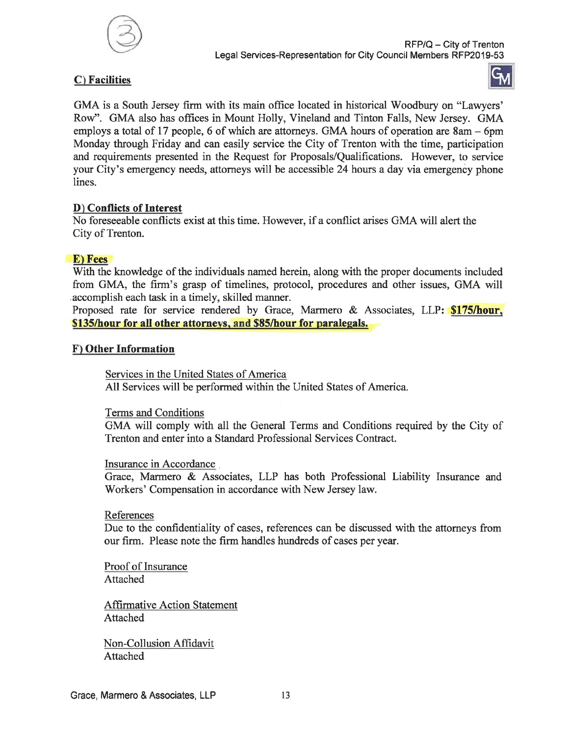## C) Facilities

GMA is a South Jersey firm with its main office located in historical Woodbury on "Lawyers' Row". GMA also has offices in Mount Holly, Vineland and Tinton Falls, New Jersey. GMA employs a total of 17 people, 6 of which are attorneys. GMA hours of operation are 8am – 6pm Monday through Friday and can easily service the City of Trenton with the time, participation and requirements presented in the Request for Proposals/Qualifications. However, to service your City's emergency needs, attorneys will be accessible 24 hours a day via emergency phone lines.

## D) Conflicts of Interest

No foreseeable conflicts exist at this time. However, if a conflict arises GMA will alert the City of Trenton.

## E) Fees

With the knowledge of the individuals named herein, along with the proper documents included from GMA, the firm's grasp of timelines, protocol, procedures and other issues, GMA will accomplish each task in a timely, skilled manner.

Proposed rate for service rendered by Grace, Marmero & Associates, LLP: **$175/hour, $135/hour for all other attorneys, and $85/hour for paralegals.**

## F) Other Information

Services in the United States of America

All Services will be performed within the United States of America.

Terms and Conditions

GMA will comply with all the General Terms and Conditions required by the City of Trenton and enter into a Standard Professional Services Contract.

Insurance in Accordance

Grace, Marmero & Associates, LLP has both Professional Liability Insurance and Workers' Compensation in accordance with New Jersey law.

References

Due to the confidentiality of cases, references can be discussed with the attorneys from our firm. Please note the firm handles hundreds of cases per year.

Proof of Insurance

Attached

Affirmative Action Statement

Attached

Non-Collusion Affidavit

Attached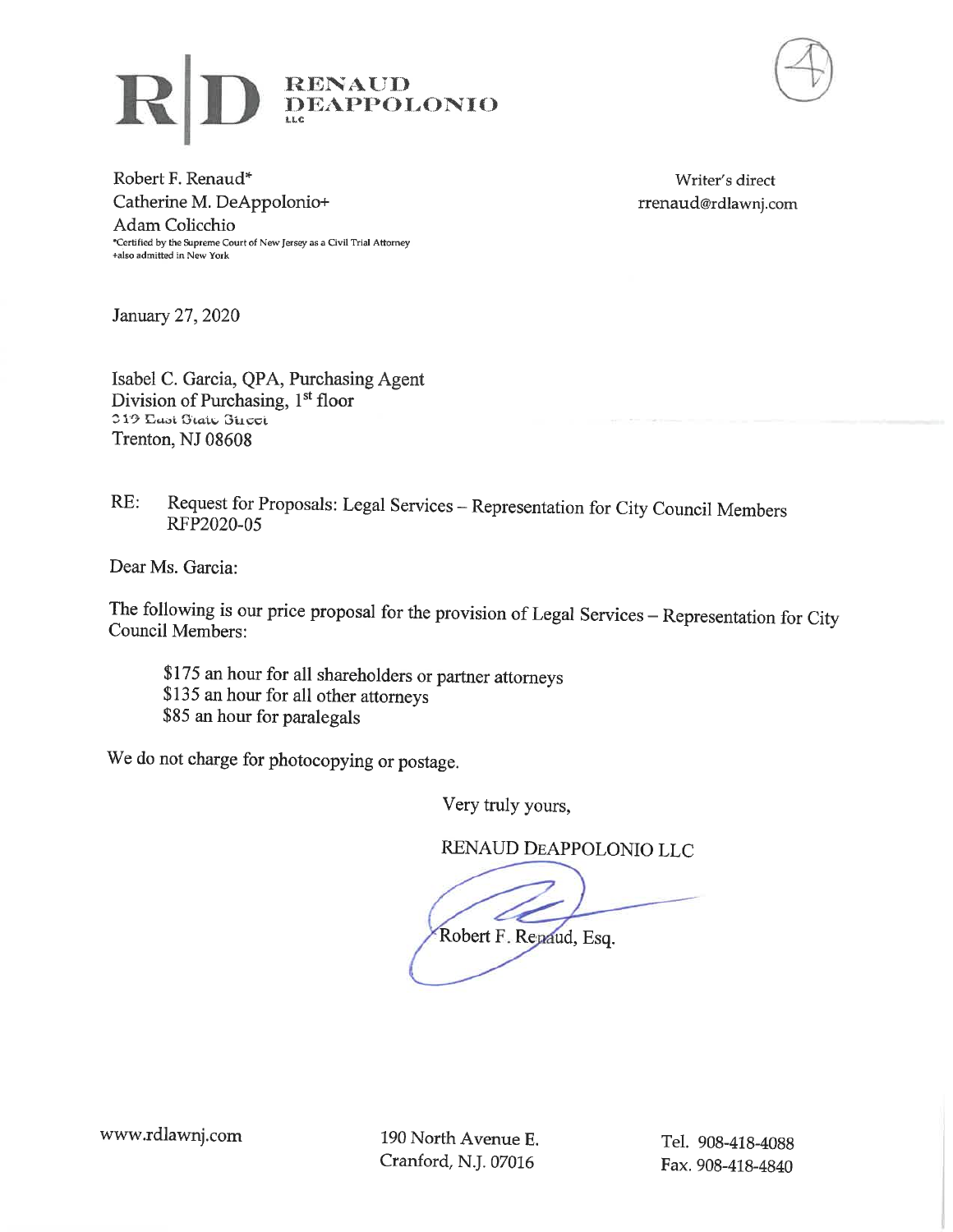**RENAUD DEAPPOLONIO LLC**

Robert F. Renaud*
Catherine M. DeAppolonio+
Adam Colicchio
*Certified by the Supreme Court of New Jersey as a Civil Trial Attorney
+also admitted in New York

Writer's direct
rrenaud@rdlawnj.com

January 27, 2020

Isabel C. Garcia, QPA, Purchasing Agent
Division of Purchasing, 1st floor
319 East State Street
Trenton, NJ 08608

RE: Request for Proposals: Legal Services – Representation for City Council Members RFP2020-05

Dear Ms. Garcia:

The following is our price proposal for the provision of Legal Services – Representation for City Council Members:

$175 an hour for all shareholders or partner attorneys
$135 an hour for all other attorneys
$85 an hour for paralegals

We do not charge for photocopying or postage.

Very truly yours,

RENAUD DEAPPOLONIO LLC

Robert F. Renaud, Esq.

www.rdlawnj.com

190 North Avenue E.
Cranford, N.J. 07016

Tel. 908-418-4088
Fax. 908-418-4840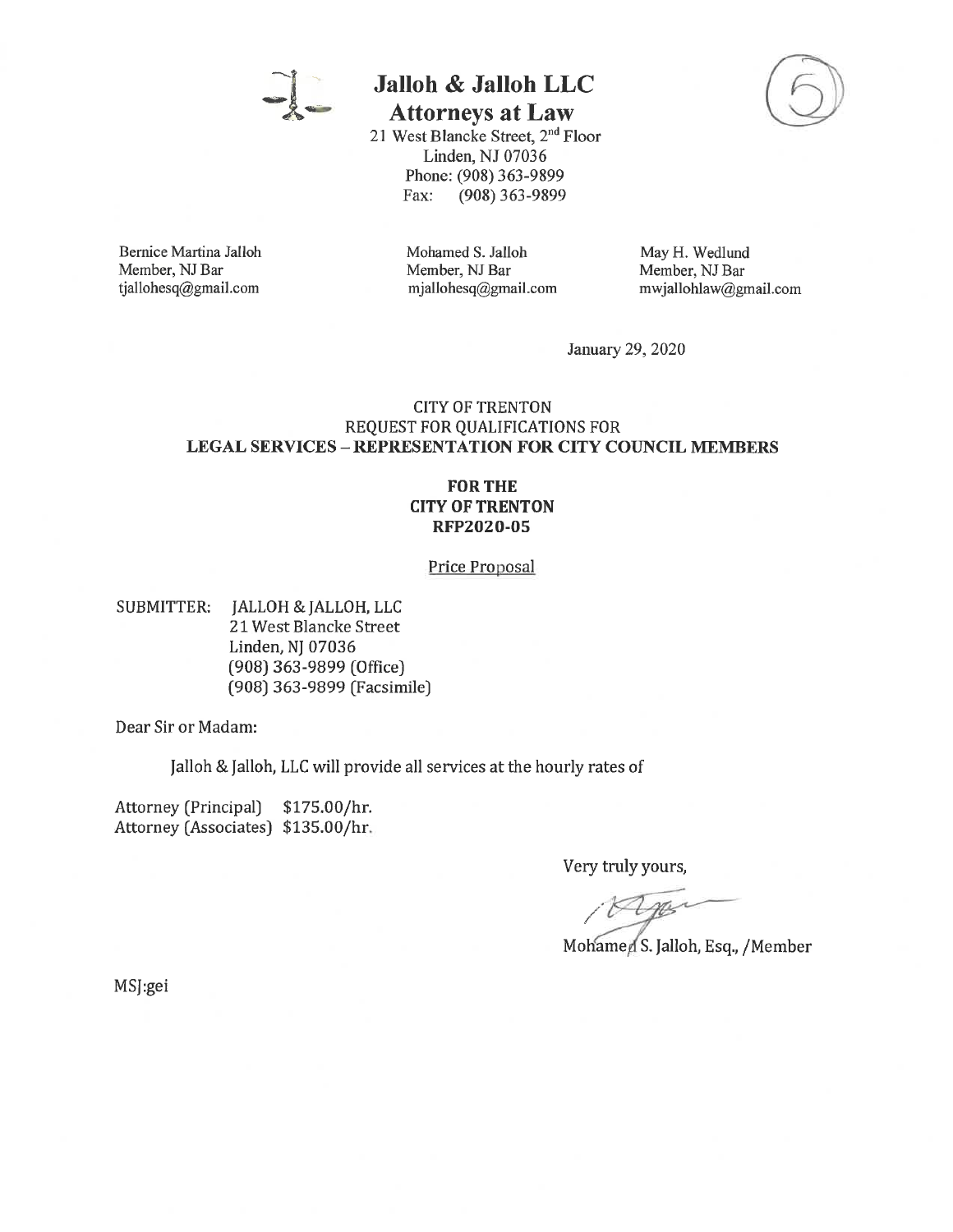# Jalloh & Jalloh LLC

## Attorneys at Law

21 West Blancke Street, 2nd Floor
Linden, NJ 07036
Phone: (908) 363-9899
Fax: (908) 363-9899

Bernice Martina Jalloh
Member, NJ Bar
tjallohesq@gmail.com

Mohamed S. Jalloh
Member, NJ Bar
mjallohesq@gmail.com

May H. Wedlund
Member, NJ Bar
mwjallohlaw@gmail.com

January 29, 2020

CITY OF TRENTON
REQUEST FOR QUALIFICATIONS FOR
**LEGAL SERVICES – REPRESENTATION FOR CITY COUNCIL MEMBERS**

**FOR THE**
**CITY OF TRENTON**
**RFP2020-05**

Price Proposal

SUBMITTER: JALLOH & JALLOH, LLC
21 West Blancke Street
Linden, NJ 07036
(908) 363-9899 (Office)
(908) 363-9899 (Facsimile)

Dear Sir or Madam:

Jalloh & Jalloh, LLC will provide all services at the hourly rates of

Attorney (Principal) $175.00/hr.
Attorney (Associates) $135.00/hr.

Very truly yours,

Mohamed S. Jalloh, Esq., /Member

MSJ:gei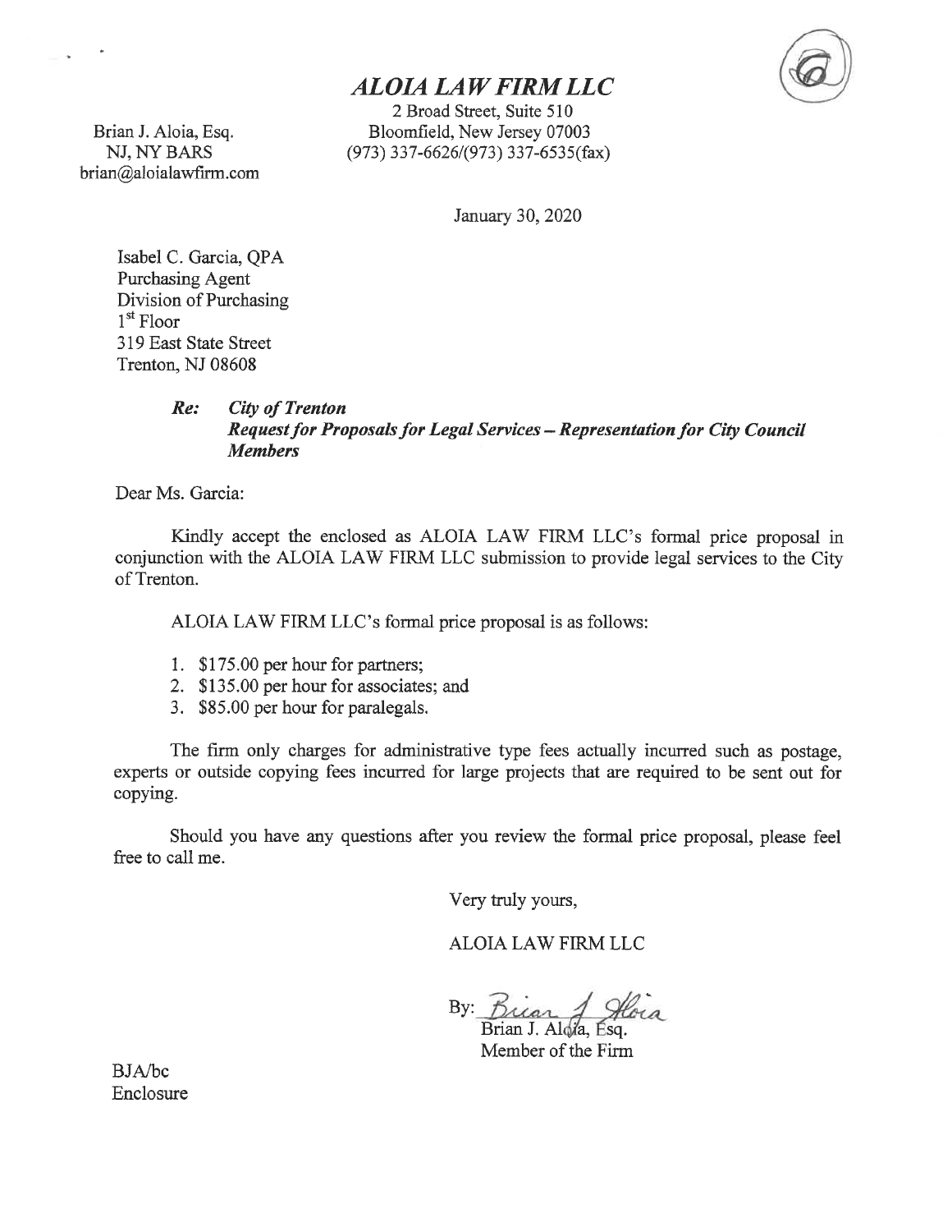# *ALOIA LAW FIRM LLC*

2 Broad Street, Suite 510
Bloomfield, New Jersey 07003
(973) 337-6626/(973) 337-6535(fax)

Brian J. Aloia, Esq.
NJ, NY BARS
brian@aloialawfirm.com

January 30, 2020

Isabel C. Garcia, QPA
Purchasing Agent
Division of Purchasing
1st Floor
319 East State Street
Trenton, NJ 08608

***Re: City of Trenton***
***Request for Proposals for Legal Services – Representation for City Council Members***

Dear Ms. Garcia:

Kindly accept the enclosed as ALOIA LAW FIRM LLC's formal price proposal in conjunction with the ALOIA LAW FIRM LLC submission to provide legal services to the City of Trenton.

ALOIA LAW FIRM LLC's formal price proposal is as follows:

1. $175.00 per hour for partners;
2. $135.00 per hour for associates; and
3. $85.00 per hour for paralegals.

The firm only charges for administrative type fees actually incurred such as postage, experts or outside copying fees incurred for large projects that are required to be sent out for copying.

Should you have any questions after you review the formal price proposal, please feel free to call me.

Very truly yours,

ALOIA LAW FIRM LLC

By: *Brian J. Aloia*
Brian J. Aloia, Esq.
Member of the Firm

BJA/bc
Enclosure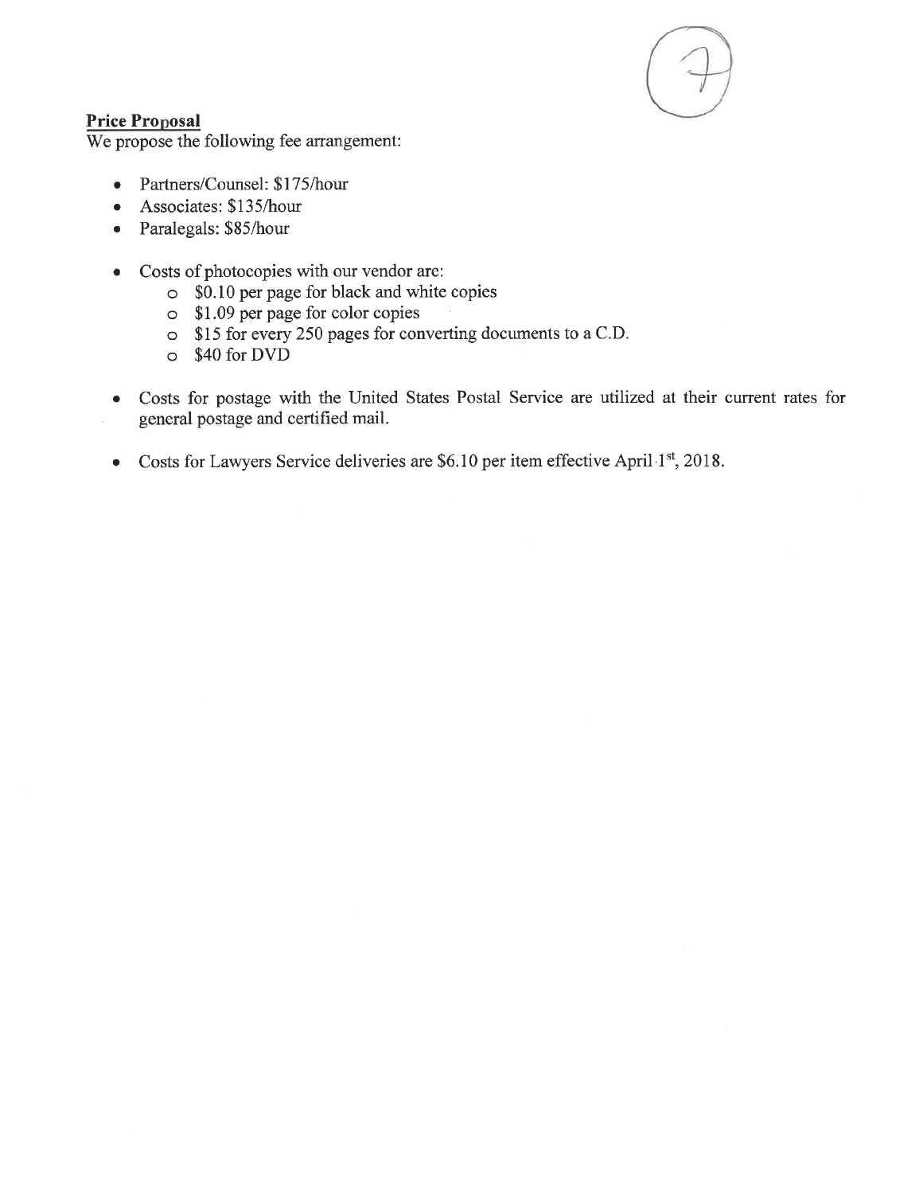**Price Proposal**

We propose the following fee arrangement:

- Partners/Counsel: $175/hour
- Associates: $135/hour
- Paralegals: $85/hour

- Costs of photocopies with our vendor are:
  - $0.10 per page for black and white copies
  - $1.09 per page for color copies
  - $15 for every 250 pages for converting documents to a C.D.
  - $40 for DVD

- Costs for postage with the United States Postal Service are utilized at their current rates for general postage and certified mail.

- Costs for Lawyers Service deliveries are $6.10 per item effective April 1st, 2018.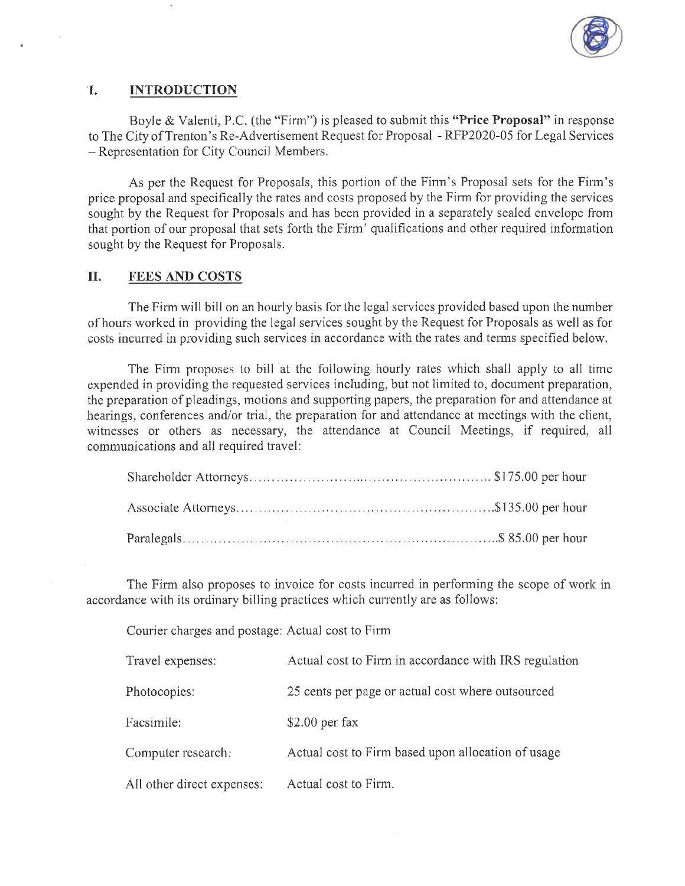## I. INTRODUCTION

Boyle & Valenti, P.C. (the "Firm") is pleased to submit this **"Price Proposal"** in response to The City of Trenton's Re-Advertisement Request for Proposal - RFP2020-05 for Legal Services – Representation for City Council Members.

As per the Request for Proposals, this portion of the Firm's Proposal sets for the Firm's price proposal and specifically the rates and costs proposed by the Firm for providing the services sought by the Request for Proposals and has been provided in a separately sealed envelope from that portion of our proposal that sets forth the Firm' qualifications and other required information sought by the Request for Proposals.

## II. FEES AND COSTS

The Firm will bill on an hourly basis for the legal services provided based upon the number of hours worked in providing the legal services sought by the Request for Proposals as well as for costs incurred in providing such services in accordance with the rates and terms specified below.

The Firm proposes to bill at the following hourly rates which shall apply to all time expended in providing the requested services including, but not limited to, document preparation, the preparation of pleadings, motions and supporting papers, the preparation for and attendance at hearings, conferences and/or trial, the preparation for and attendance at meetings with the client, witnesses or others as necessary, the attendance at Council Meetings, if required, all communications and all required travel:

| | |
|---|---|
| Shareholder Attorneys | $175.00 per hour |
| Associate Attorneys | $135.00 per hour |
| Paralegals | $ 85.00 per hour |

The Firm also proposes to invoice for costs incurred in performing the scope of work in accordance with its ordinary billing practices which currently are as follows:

| | |
|---|---|
| Courier charges and postage: | Actual cost to Firm |
| Travel expenses: | Actual cost to Firm in accordance with IRS regulation |
| Photocopies: | 25 cents per page or actual cost where outsourced |
| Facsimile: | $2.00 per fax |
| Computer research: | Actual cost to Firm based upon allocation of usage |
| All other direct expenses: | Actual cost to Firm. |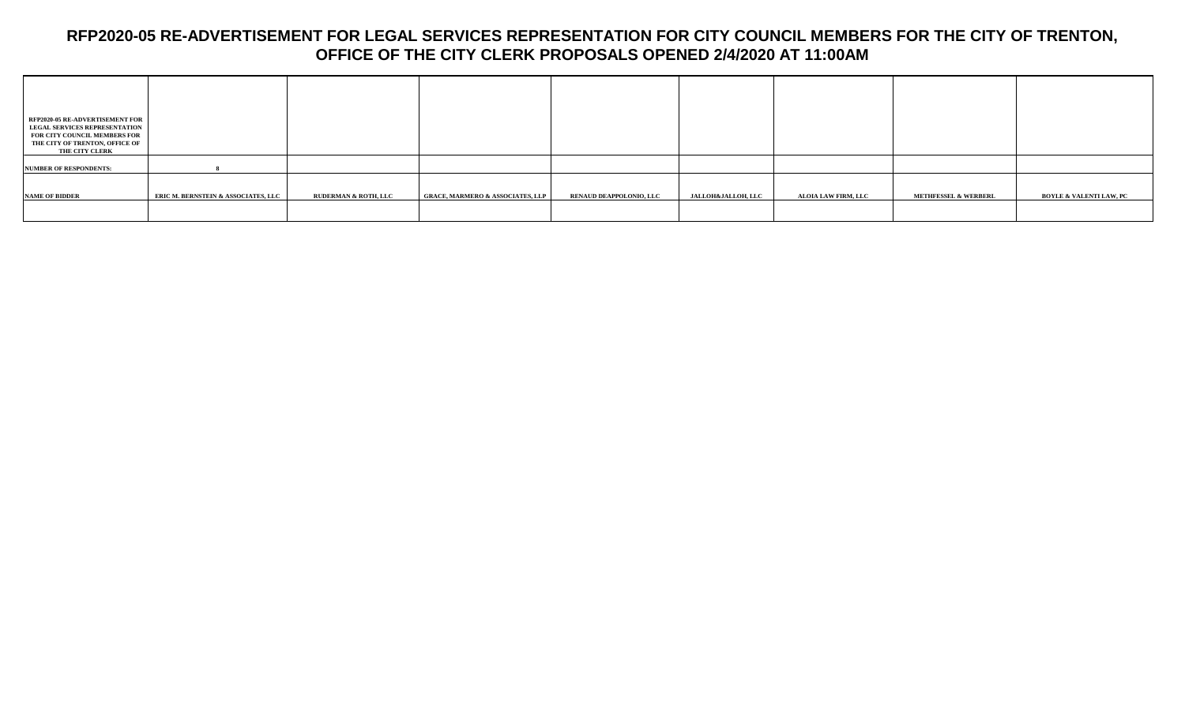# RFP2020-05 RE-ADVERTISEMENT FOR LEGAL SERVICES REPRESENTATION FOR CITY COUNCIL MEMBERS FOR THE CITY OF TRENTON, OFFICE OF THE CITY CLERK PROPOSALS OPENED 2/4/2020 AT 11:00AM

| RFP2020-05 RE-ADVERTISEMENT FOR LEGAL SERVICES REPRESENTATION FOR CITY COUNCIL MEMBERS FOR THE CITY OF TRENTON, OFFICE OF THE CITY CLERK | | | | | | | | |
|---|---|---|---|---|---|---|---|---|
| NUMBER OF RESPONDENTS: | 8 | | | | | | | |
| NAME OF BIDDER | ERIC M. BERNSTEIN & ASSOCIATES, LLC | RUDERMAN & ROTH, LLC | GRACE, MARMERO & ASSOCIATES, LLP | RENAUD DEAPPOLONIO, LLC | JALLOH&JALLOH, LLC | ALOIA LAW FIRM, LLC | METHFESSEL & WERBERL | BOYLE & VALENTI LAW, PC |
| | | | | | | | | |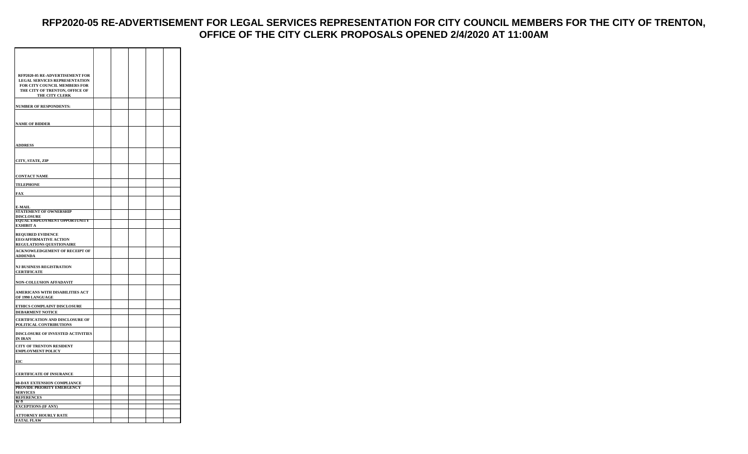# RFP2020-05 RE-ADVERTISEMENT FOR LEGAL SERVICES REPRESENTATION FOR CITY COUNCIL MEMBERS FOR THE CITY OF TRENTON, OFFICE OF THE CITY CLERK PROPOSALS OPENED 2/4/2020 AT 11:00AM

| RFP2020-05 RE-ADVERTISEMENT FOR LEGAL SERVICES REPRESENTATION FOR CITY COUNCIL MEMBERS FOR THE CITY OF TRENTON, OFFICE OF THE CITY CLERK | | | | | |
|---|---|---|---|---|---|
| NUMBER OF RESPONDENTS: | | | | | |
| NAME OF BIDDER | | | | | |
| ADDRESS | | | | | |
| CITY, STATE, ZIP | | | | | |
| CONTACT NAME | | | | | |
| TELEPHONE | | | | | |
| FAX | | | | | |
| E-MAIL | | | | | |
| STATEMENT OF OWNERSHIP DISCLOSURE | | | | | |
| EQUAL EMPLOYMENT OPPORTUNITY EXHIBIT A | | | | | |
| REQUIRED EVIDENCE EEO/AFFIRMATIVE ACTION REGULATIONS QUESTIONAIRE | | | | | |
| ACKNOWLEDGEMENT OF RECEIPT OF ADDENDA | | | | | |
| NJ BUSINESS REGISTRATION CERTIFICATE | | | | | |
| NON-COLLUSION AFFADAVIT | | | | | |
| AMERICANS WITH DISABILITIES ACT OF 1990 LANGUAGE | | | | | |
| ETHICS COMPLAINT DISCLOSURE | | | | | |
| DEBARMENT NOTICE | | | | | |
| CERTIFICATION AND DISCLOSURE OF POLITICAL CONTRIBUTIONS | | | | | |
| DISCLOSURE OF INVESTED ACTIVITIES IN IRAN | | | | | |
| CITY OF TRENTON RESIDENT EMPLOYMENT POLICY | | | | | |
| EIC | | | | | |
| CERTIFICATE OF INSURANCE | | | | | |
| 60-DAY EXTENSION COMPLIANCE | | | | | |
| PROVIDE PRIORITY EMERGENCY SERVICES | | | | | |
| REFERENCES | | | | | |
| W-9 | | | | | |
| EXCEPTIONS (IF ANY) | | | | | |
| ATTORNEY HOURLY RATE | | | | | |
| FATAL FLAW | | | | | |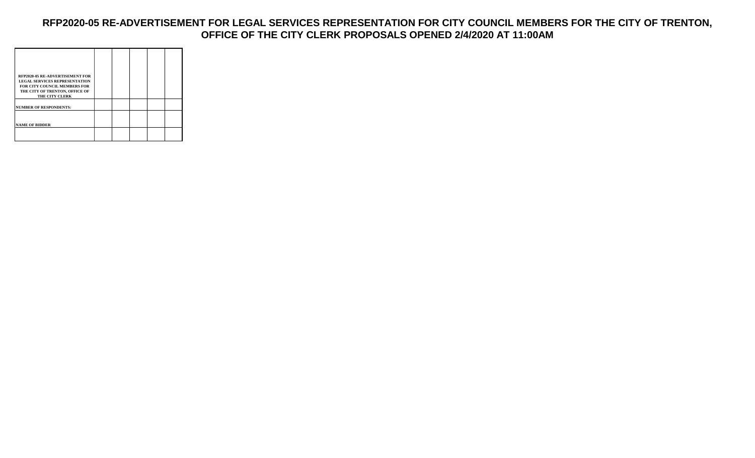# RFP2020-05 RE-ADVERTISEMENT FOR LEGAL SERVICES REPRESENTATION FOR CITY COUNCIL MEMBERS FOR THE CITY OF TRENTON, OFFICE OF THE CITY CLERK PROPOSALS OPENED 2/4/2020 AT 11:00AM

| RFP2020-05 RE-ADVERTISEMENT FOR LEGAL SERVICES REPRESENTATION FOR CITY COUNCIL MEMBERS FOR THE CITY OF TRENTON, OFFICE OF THE CITY CLERK | | | | | |
|---|---|---|---|---|---|
| NUMBER OF RESPONDENTS: | | | | | |
| NAME OF BIDDER | | | | | |
| | | | | | |